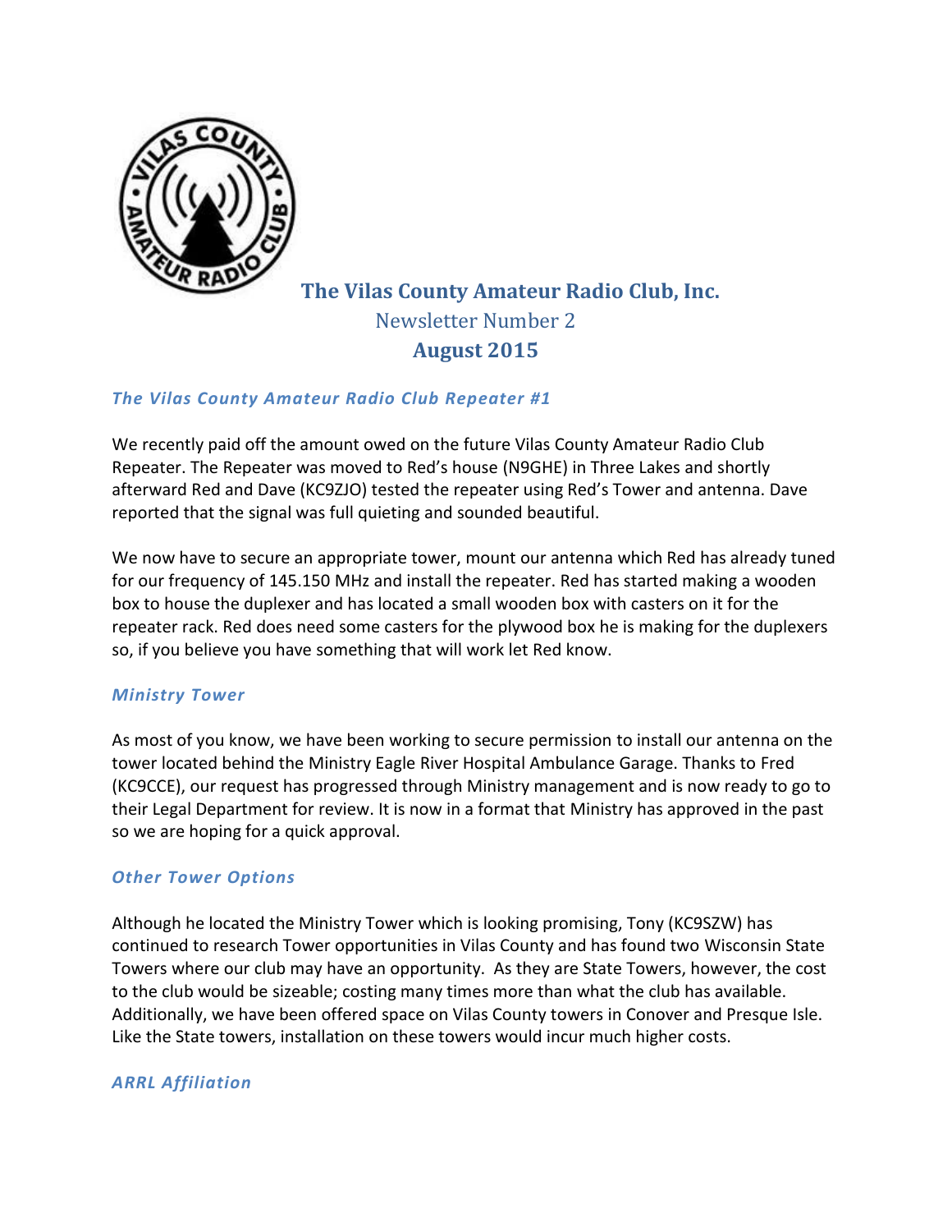# The Vilas County Amateur Radio Club, Inc.

## Newsletter Number 2

## August 2015

### *The Vilas County Amateur Radio Club Repeater #1*

We recently paid off the amount owed on the future Vilas County Amateur Radio Club Repeater. The Repeater was moved to Red's house (N9GHE) in Three Lakes and shortly afterward Red and Dave (KC9ZJO) tested the repeater using Red's Tower and antenna. Dave reported that the signal was full quieting and sounded beautiful.

We now have to secure an appropriate tower, mount our antenna which Red has already tuned for our frequency of 145.150 MHz and install the repeater. Red has started making a wooden box to house the duplexer and has located a small wooden box with casters on it for the repeater rack. Red does need some casters for the plywood box he is making for the duplexers so, if you believe you have something that will work let Red know.

### *Ministry Tower*

As most of you know, we have been working to secure permission to install our antenna on the tower located behind the Ministry Eagle River Hospital Ambulance Garage. Thanks to Fred (KC9CCE), our request has progressed through Ministry management and is now ready to go to their Legal Department for review. It is now in a format that Ministry has approved in the past so we are hoping for a quick approval.

### *Other Tower Options*

Although he located the Ministry Tower which is looking promising, Tony (KC9SZW) has continued to research Tower opportunities in Vilas County and has found two Wisconsin State Towers where our club may have an opportunity. As they are State Towers, however, the cost to the club would be sizeable; costing many times more than what the club has available. Additionally, we have been offered space on Vilas County towers in Conover and Presque Isle. Like the State towers, installation on these towers would incur much higher costs.

### *ARRL Affiliation*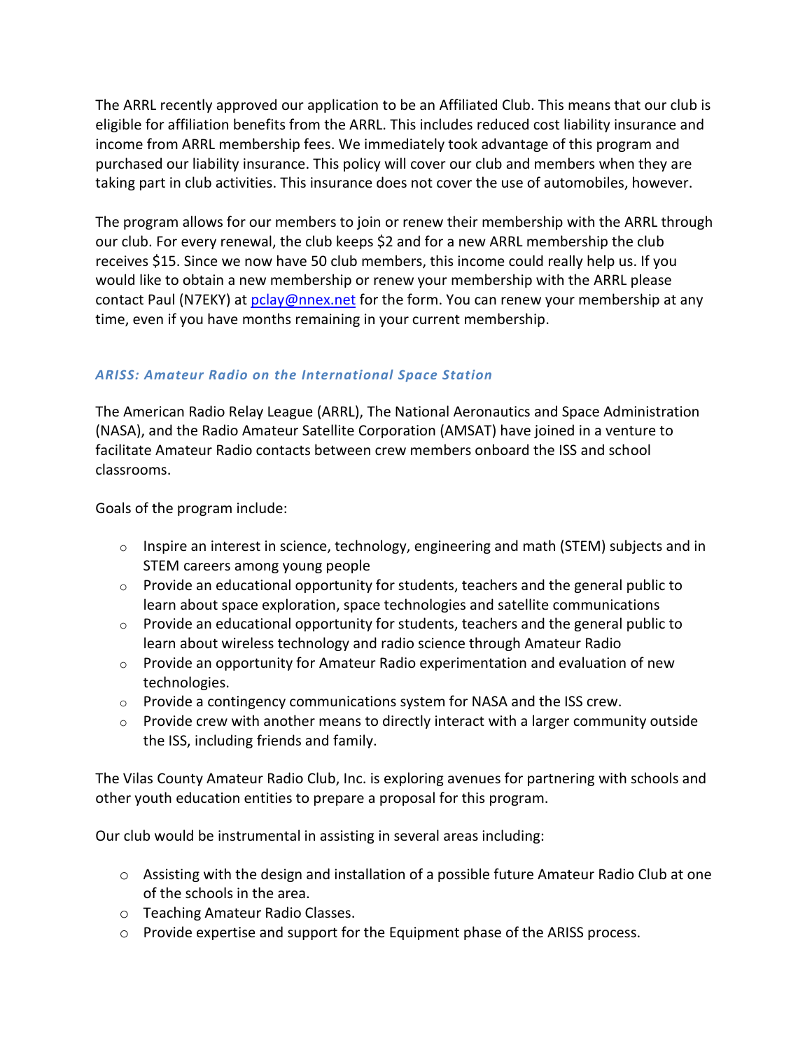The ARRL recently approved our application to be an Affiliated Club. This means that our club is eligible for affiliation benefits from the ARRL. This includes reduced cost liability insurance and income from ARRL membership fees. We immediately took advantage of this program and purchased our liability insurance. This policy will cover our club and members when they are taking part in club activities. This insurance does not cover the use of automobiles, however.

The program allows for our members to join or renew their membership with the ARRL through our club. For every renewal, the club keeps $2 and for a new ARRL membership the club receives $15. Since we now have 50 club members, this income could really help us. If you would like to obtain a new membership or renew your membership with the ARRL please contact Paul (N7EKY) at [pclay@nnex.net](mailto:pclay@nnex.net) for the form. You can renew your membership at any time, even if you have months remaining in your current membership.

### *ARISS: Amateur Radio on the International Space Station*

The American Radio Relay League (ARRL), The National Aeronautics and Space Administration (NASA), and the Radio Amateur Satellite Corporation (AMSAT) have joined in a venture to facilitate Amateur Radio contacts between crew members onboard the ISS and school classrooms.

Goals of the program include:

- Inspire an interest in science, technology, engineering and math (STEM) subjects and in STEM careers among young people
- Provide an educational opportunity for students, teachers and the general public to learn about space exploration, space technologies and satellite communications
- Provide an educational opportunity for students, teachers and the general public to learn about wireless technology and radio science through Amateur Radio
- Provide an opportunity for Amateur Radio experimentation and evaluation of new technologies.
- Provide a contingency communications system for NASA and the ISS crew.
- Provide crew with another means to directly interact with a larger community outside the ISS, including friends and family.

The Vilas County Amateur Radio Club, Inc. is exploring avenues for partnering with schools and other youth education entities to prepare a proposal for this program.

Our club would be instrumental in assisting in several areas including:

- Assisting with the design and installation of a possible future Amateur Radio Club at one of the schools in the area.
- Teaching Amateur Radio Classes.
- Provide expertise and support for the Equipment phase of the ARISS process.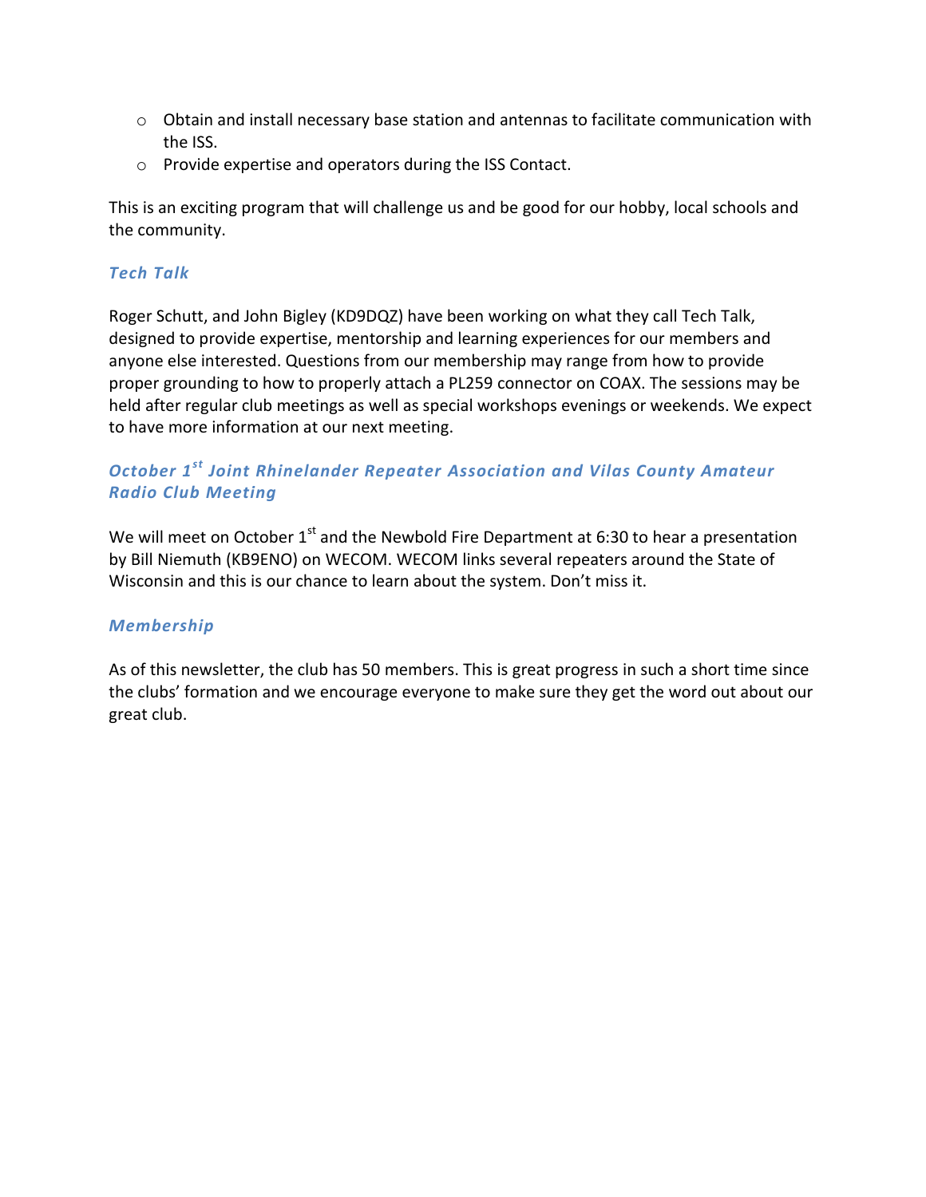- Obtain and install necessary base station and antennas to facilitate communication with the ISS.
- Provide expertise and operators during the ISS Contact.

This is an exciting program that will challenge us and be good for our hobby, local schools and the community.

### *Tech Talk*

Roger Schutt, and John Bigley (KD9DQZ) have been working on what they call Tech Talk, designed to provide expertise, mentorship and learning experiences for our members and anyone else interested. Questions from our membership may range from how to provide proper grounding to how to properly attach a PL259 connector on COAX. The sessions may be held after regular club meetings as well as special workshops evenings or weekends. We expect to have more information at our next meeting.

### *October 1st Joint Rhinelander Repeater Association and Vilas County Amateur Radio Club Meeting*

We will meet on October 1st and the Newbold Fire Department at 6:30 to hear a presentation by Bill Niemuth (KB9ENO) on WECOM. WECOM links several repeaters around the State of Wisconsin and this is our chance to learn about the system. Don't miss it.

### *Membership*

As of this newsletter, the club has 50 members. This is great progress in such a short time since the clubs' formation and we encourage everyone to make sure they get the word out about our great club.